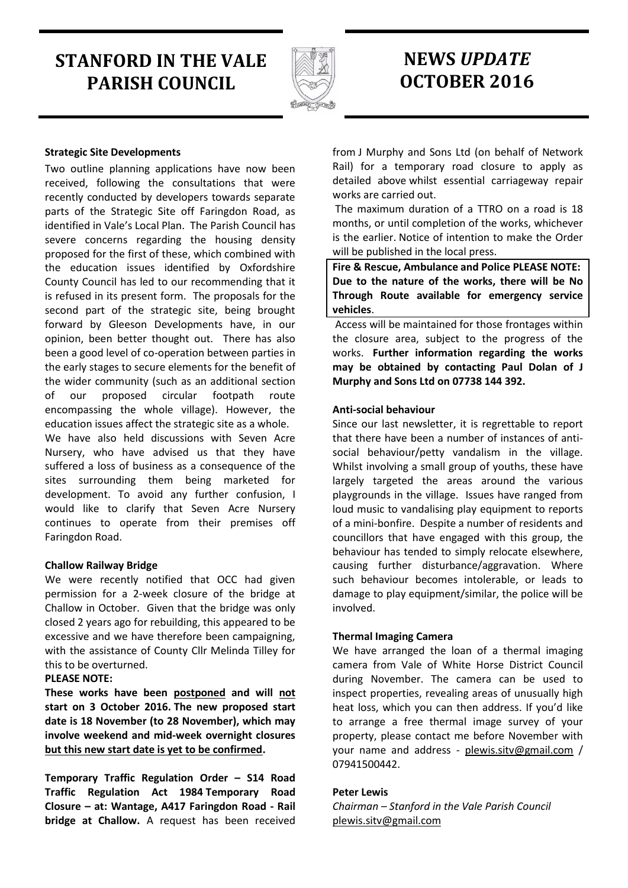# STANFORD IN THE VALE PARISH COUNCIL

# NEWS *UPDATE* OCTOBER 2016

**Strategic Site Developments**

Two outline planning applications have now been received, following the consultations that were recently conducted by developers towards separate parts of the Strategic Site off Faringdon Road, as identified in Vale's Local Plan. The Parish Council has severe concerns regarding the housing density proposed for the first of these, which combined with the education issues identified by Oxfordshire County Council has led to our recommending that it is refused in its present form. The proposals for the second part of the strategic site, being brought forward by Gleeson Developments have, in our opinion, been better thought out. There has also been a good level of co-operation between parties in the early stages to secure elements for the benefit of the wider community (such as an additional section of our proposed circular footpath route encompassing the whole village). However, the education issues affect the strategic site as a whole.

We have also held discussions with Seven Acre Nursery, who have advised us that they have suffered a loss of business as a consequence of the sites surrounding them being marketed for development. To avoid any further confusion, I would like to clarify that Seven Acre Nursery continues to operate from their premises off Faringdon Road.

**Challow Railway Bridge**

We were recently notified that OCC had given permission for a 2-week closure of the bridge at Challow in October. Given that the bridge was only closed 2 years ago for rebuilding, this appeared to be excessive and we have therefore been campaigning, with the assistance of County Cllr Melinda Tilley for this to be overturned.

**PLEASE NOTE:**

**These works have been <u>postponed</u> and will <u>not</u> start on 3 October 2016. The new proposed start date is 18 November (to 28 November), which may involve weekend and mid-week overnight closures <u>but this new start date is yet to be confirmed</u>.**

**Temporary Traffic Regulation Order – S14 Road Traffic Regulation Act 1984 Temporary Road Closure – at: Wantage, A417 Faringdon Road - Rail bridge at Challow.** A request has been received from J Murphy and Sons Ltd (on behalf of Network Rail) for a temporary road closure to apply as detailed above whilst essential carriageway repair works are carried out.

The maximum duration of a TTRO on a road is 18 months, or until completion of the works, whichever is the earlier. Notice of intention to make the Order will be published in the local press.

**Fire & Rescue, Ambulance and Police PLEASE NOTE: Due to the nature of the works, there will be No Through Route available for emergency service vehicles**.

Access will be maintained for those frontages within the closure area, subject to the progress of the works. **Further information regarding the works may be obtained by contacting Paul Dolan of J Murphy and Sons Ltd on 07738 144 392.**

**Anti-social behaviour**

Since our last newsletter, it is regrettable to report that there have been a number of instances of anti-social behaviour/petty vandalism in the village. Whilst involving a small group of youths, these have largely targeted the areas around the various playgrounds in the village. Issues have ranged from loud music to vandalising play equipment to reports of a mini-bonfire. Despite a number of residents and councillors that have engaged with this group, the behaviour has tended to simply relocate elsewhere, causing further disturbance/aggravation. Where such behaviour becomes intolerable, or leads to damage to play equipment/similar, the police will be involved.

**Thermal Imaging Camera**

We have arranged the loan of a thermal imaging camera from Vale of White Horse District Council during November. The camera can be used to inspect properties, revealing areas of unusually high heat loss, which you can then address. If you'd like to arrange a free thermal image survey of your property, please contact me before November with your name and address - plewis.sitv@gmail.com / 07941500442.

**Peter Lewis**

*Chairman – Stanford in the Vale Parish Council*
plewis.sitv@gmail.com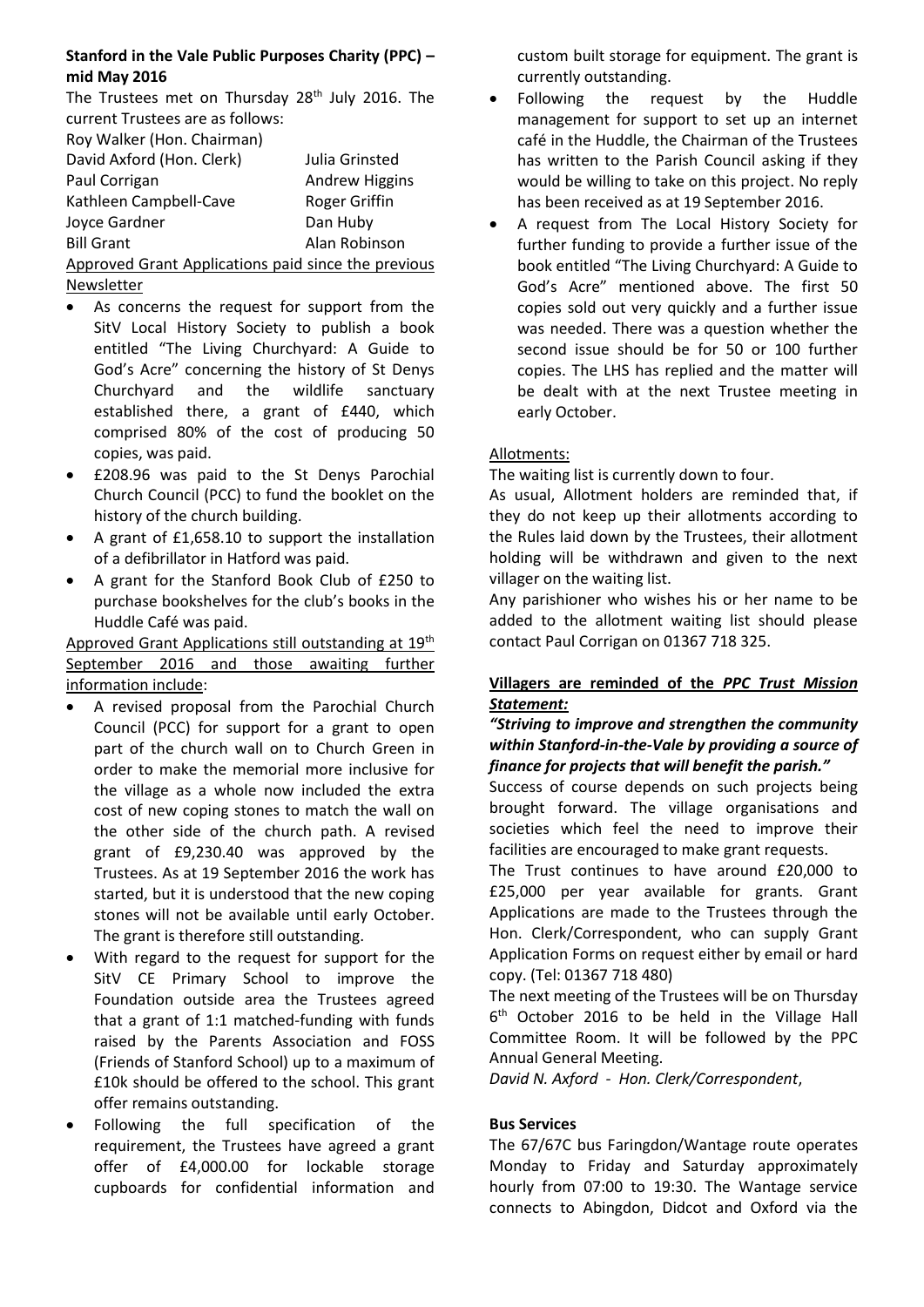**Stanford in the Vale Public Purposes Charity (PPC) – mid May 2016**

The Trustees met on Thursday 28th July 2016. The current Trustees are as follows:

Roy Walker (Hon. Chairman)

| | |
|---|---|
| David Axford (Hon. Clerk) | Julia Grinsted |
| Paul Corrigan | Andrew Higgins |
| Kathleen Campbell-Cave | Roger Griffin |
| Joyce Gardner | Dan Huby |
| Bill Grant | Alan Robinson |

Approved Grant Applications paid since the previous Newsletter

- As concerns the request for support from the SitV Local History Society to publish a book entitled "The Living Churchyard: A Guide to God's Acre" concerning the history of St Denys Churchyard and the wildlife sanctuary established there, a grant of £440, which comprised 80% of the cost of producing 50 copies, was paid.
- £208.96 was paid to the St Denys Parochial Church Council (PCC) to fund the booklet on the history of the church building.
- A grant of £1,658.10 to support the installation of a defibrillator in Hatford was paid.
- A grant for the Stanford Book Club of £250 to purchase bookshelves for the club's books in the Huddle Café was paid.

Approved Grant Applications still outstanding at 19th September 2016 and those awaiting further information include:

- A revised proposal from the Parochial Church Council (PCC) for support for a grant to open part of the church wall on to Church Green in order to make the memorial more inclusive for the village as a whole now included the extra cost of new coping stones to match the wall on the other side of the church path. A revised grant of £9,230.40 was approved by the Trustees. As at 19 September 2016 the work has started, but it is understood that the new coping stones will not be available until early October. The grant is therefore still outstanding.
- With regard to the request for support for the SitV CE Primary School to improve the Foundation outside area the Trustees agreed that a grant of 1:1 matched-funding with funds raised by the Parents Association and FOSS (Friends of Stanford School) up to a maximum of £10k should be offered to the school. This grant offer remains outstanding.
- Following the full specification of the requirement, the Trustees have agreed a grant offer of £4,000.00 for lockable storage cupboards for confidential information and custom built storage for equipment. The grant is currently outstanding.
- Following the request by the Huddle management for support to set up an internet café in the Huddle, the Chairman of the Trustees has written to the Parish Council asking if they would be willing to take on this project. No reply has been received as at 19 September 2016.
- A request from The Local History Society for further funding to provide a further issue of the book entitled "The Living Churchyard: A Guide to God's Acre" mentioned above. The first 50 copies sold out very quickly and a further issue was needed. There was a question whether the second issue should be for 50 or 100 further copies. The LHS has replied and the matter will be dealt with at the next Trustee meeting in early October.

Allotments:

The waiting list is currently down to four.

As usual, Allotment holders are reminded that, if they do not keep up their allotments according to the Rules laid down by the Trustees, their allotment holding will be withdrawn and given to the next villager on the waiting list.

Any parishioner who wishes his or her name to be added to the allotment waiting list should please contact Paul Corrigan on 01367 718 325.

**Villagers are reminded of the *PPC Trust Mission Statement:***

***"Striving to improve and strengthen the community within Stanford-in-the-Vale by providing a source of finance for projects that will benefit the parish."***

Success of course depends on such projects being brought forward. The village organisations and societies which feel the need to improve their facilities are encouraged to make grant requests.

The Trust continues to have around £20,000 to £25,000 per year available for grants. Grant Applications are made to the Trustees through the Hon. Clerk/Correspondent, who can supply Grant Application Forms on request either by email or hard copy. (Tel: 01367 718 480)

The next meeting of the Trustees will be on Thursday 6th October 2016 to be held in the Village Hall Committee Room. It will be followed by the PPC Annual General Meeting.

*David N. Axford - Hon. Clerk/Correspondent*,

**Bus Services**

The 67/67C bus Faringdon/Wantage route operates Monday to Friday and Saturday approximately hourly from 07:00 to 19:30. The Wantage service connects to Abingdon, Didcot and Oxford via the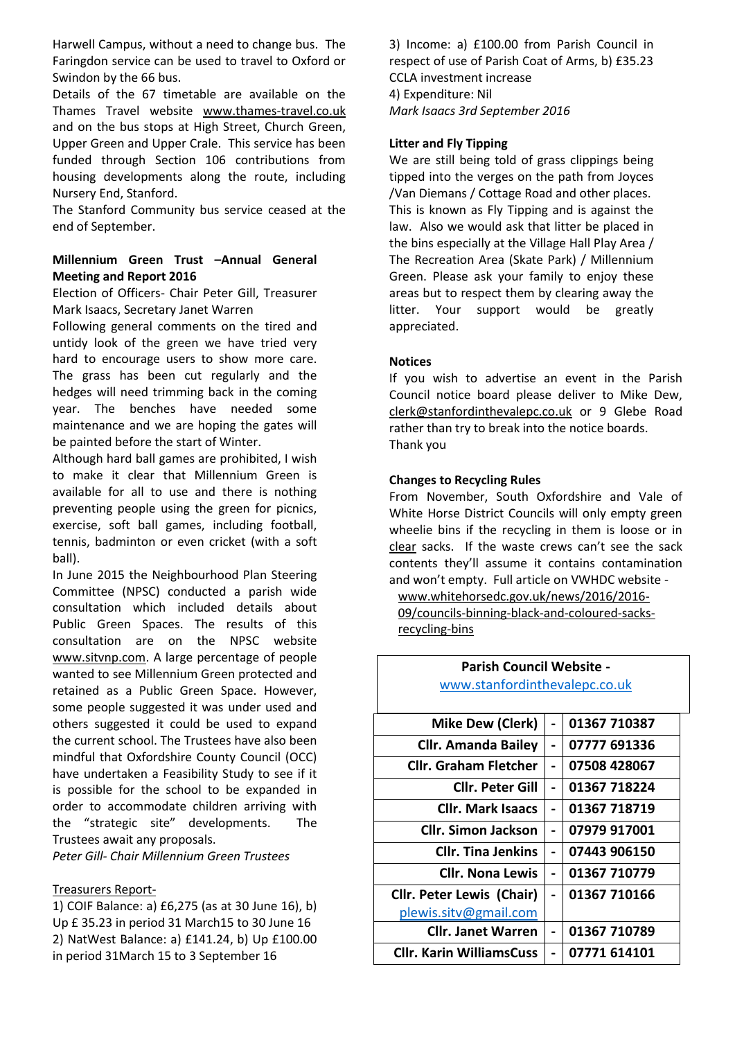Harwell Campus, without a need to change bus. The Faringdon service can be used to travel to Oxford or Swindon by the 66 bus.

Details of the 67 timetable are available on the Thames Travel website www.thames-travel.co.uk and on the bus stops at High Street, Church Green, Upper Green and Upper Crale. This service has been funded through Section 106 contributions from housing developments along the route, including Nursery End, Stanford.

The Stanford Community bus service ceased at the end of September.

**Millennium Green Trust –Annual General Meeting and Report 2016**

Election of Officers- Chair Peter Gill, Treasurer Mark Isaacs, Secretary Janet Warren

Following general comments on the tired and untidy look of the green we have tried very hard to encourage users to show more care. The grass has been cut regularly and the hedges will need trimming back in the coming year. The benches have needed some maintenance and we are hoping the gates will be painted before the start of Winter.

Although hard ball games are prohibited, I wish to make it clear that Millennium Green is available for all to use and there is nothing preventing people using the green for picnics, exercise, soft ball games, including football, tennis, badminton or even cricket (with a soft ball).

In June 2015 the Neighbourhood Plan Steering Committee (NPSC) conducted a parish wide consultation which included details about Public Green Spaces. The results of this consultation are on the NPSC website www.sitvnp.com. A large percentage of people wanted to see Millennium Green protected and retained as a Public Green Space. However, some people suggested it was under used and others suggested it could be used to expand the current school. The Trustees have also been mindful that Oxfordshire County Council (OCC) have undertaken a Feasibility Study to see if it is possible for the school to be expanded in order to accommodate children arriving with the "strategic site" developments. The Trustees await any proposals.

*Peter Gill- Chair Millennium Green Trustees*

Treasurers Report-

1) COIF Balance: a) £6,275 (as at 30 June 16), b) Up £ 35.23 in period 31 March15 to 30 June 16
2) NatWest Balance: a) £141.24, b) Up £100.00 in period 31March 15 to 3 September 16
3) Income: a) £100.00 from Parish Council in respect of use of Parish Coat of Arms, b) £35.23 CCLA investment increase
4) Expenditure: Nil

*Mark Isaacs 3rd September 2016*

**Litter and Fly Tipping**

We are still being told of grass clippings being tipped into the verges on the path from Joyces /Van Diemans / Cottage Road and other places. This is known as Fly Tipping and is against the law. Also we would ask that litter be placed in the bins especially at the Village Hall Play Area / The Recreation Area (Skate Park) / Millennium Green. Please ask your family to enjoy these areas but to respect them by clearing away the litter. Your support would be greatly appreciated.

**Notices**

If you wish to advertise an event in the Parish Council notice board please deliver to Mike Dew, clerk@stanfordinthevalepc.co.uk or 9 Glebe Road rather than try to break into the notice boards. Thank you

**Changes to Recycling Rules**

From November, South Oxfordshire and Vale of White Horse District Councils will only empty green wheelie bins if the recycling in them is loose or in clear sacks. If the waste crews can't see the sack contents they'll assume it contains contamination and won't empty. Full article on VWHDC website - www.whitehorsedc.gov.uk/news/2016/2016-09/councils-binning-black-and-coloured-sacks-recycling-bins

**Parish Council Website -**
www.stanfordinthevalepc.co.uk

| | | |
|---|---|---|
| **Mike Dew (Clerk)** | **-** | **01367 710387** |
| **Cllr. Amanda Bailey** | **-** | **07777 691336** |
| **Cllr. Graham Fletcher** | **-** | **07508 428067** |
| **Cllr. Peter Gill** | **-** | **01367 718224** |
| **Cllr. Mark Isaacs** | **-** | **01367 718719** |
| **Cllr. Simon Jackson** | **-** | **07979 917001** |
| **Cllr. Tina Jenkins** | **-** | **07443 906150** |
| **Cllr. Nona Lewis** | **-** | **01367 710779** |
| **Cllr. Peter Lewis (Chair)** plewis.sitv@gmail.com | **-** | **01367 710166** |
| **Cllr. Janet Warren** | **-** | **01367 710789** |
| **Cllr. Karin WilliamsCuss** | **-** | **07771 614101** |